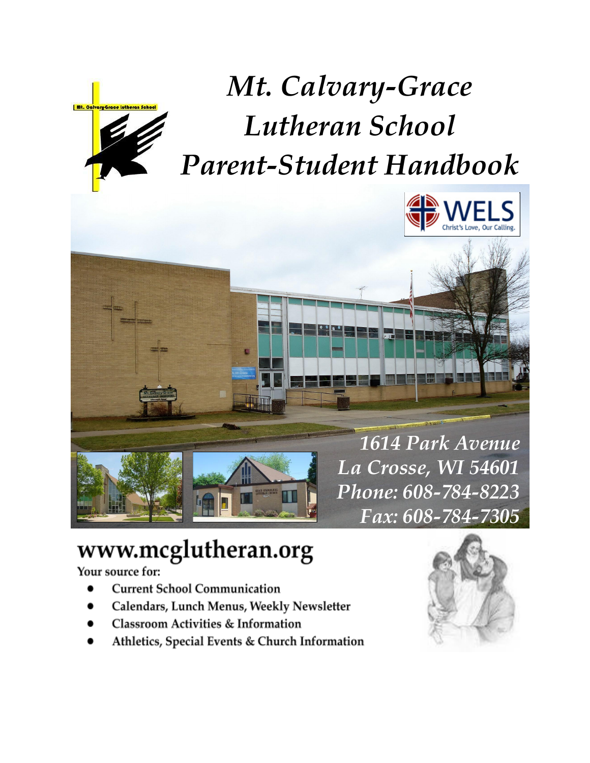# *Mt. Calvary-Grace Lutheran School Parent-Student Handbook*

*1614 Park Avenue*
*La Crosse, WI 54601*
*Phone: 608-784-8223*
*Fax: 608-784-7305*

## www.mcglutheran.org

Your source for:

- Current School Communication
- Calendars, Lunch Menus, Weekly Newsletter
- Classroom Activities & Information
- Athletics, Special Events & Church Information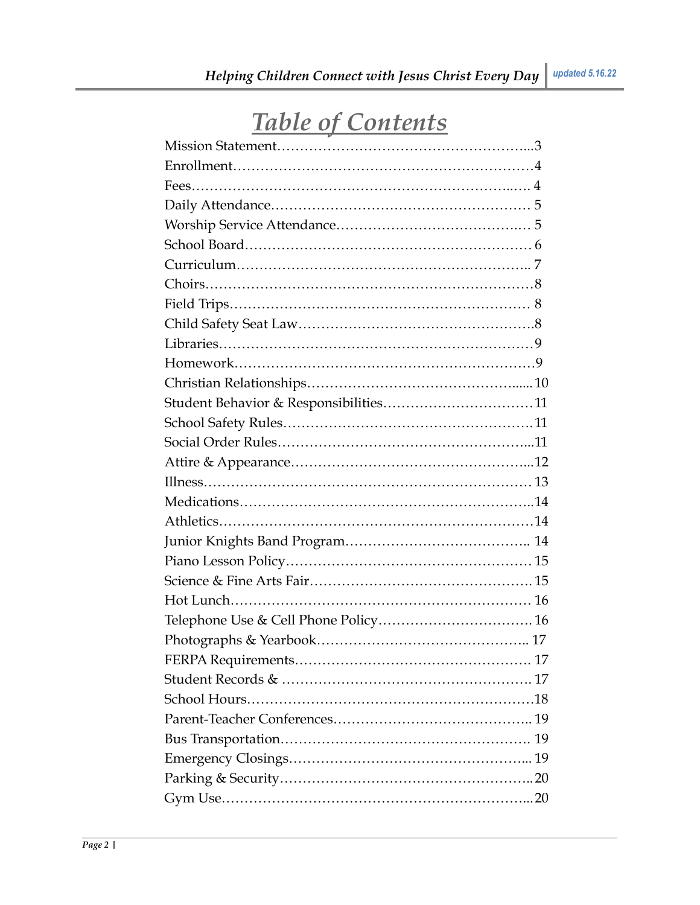# Table of Contents

Mission Statement……………………………………………...3
Enrollment………………………………………………………4
Fees…………………………………………………………..… 4
Daily Attendance……………………………………………… 5
Worship Service Attendance…………………………….… 5
School Board…………………………………………………… 6
Curriculum…………………………………………………….. 7
Choirs……………………………………………………………8
Field Trips……………………………………………………… 8
Child Safety Seat Law………………………………………….8
Libraries…………………………………………………………9
Homework………………………………………………………9
Christian Relationships……………………………………..... 10
Student Behavior & Responsibilities……………………………11
School Safety Rules………………………………………………11
Social Order Rules………………………………………………...11
Attire & Appearance……………………………………………...12
Illness……………………………………………………………… 13
Medications………………………………………………………..14
Athletics…………………………………………………………….14
Junior Knights Band Program……………………………….. 14
Piano Lesson Policy……………………………………………… 15
Science & Fine Arts Fair………………………………………… 15
Hot Lunch………………………………………………………… 16
Telephone Use & Cell Phone Policy…………………………… 16
Photographs & Yearbook…………………………………….. 17
FERPA Requirements…………………………………………… 17
Student Records & ……………………………………………… 17
School Hours……………………………………………………….18
Parent-Teacher Conferences………………………………….. 19
Bus Transportation……………………………………………… 19
Emergency Closings…………………………………………... 19
Parking & Security……………………………………………….. 20
Gym Use…………………………………………………………... 20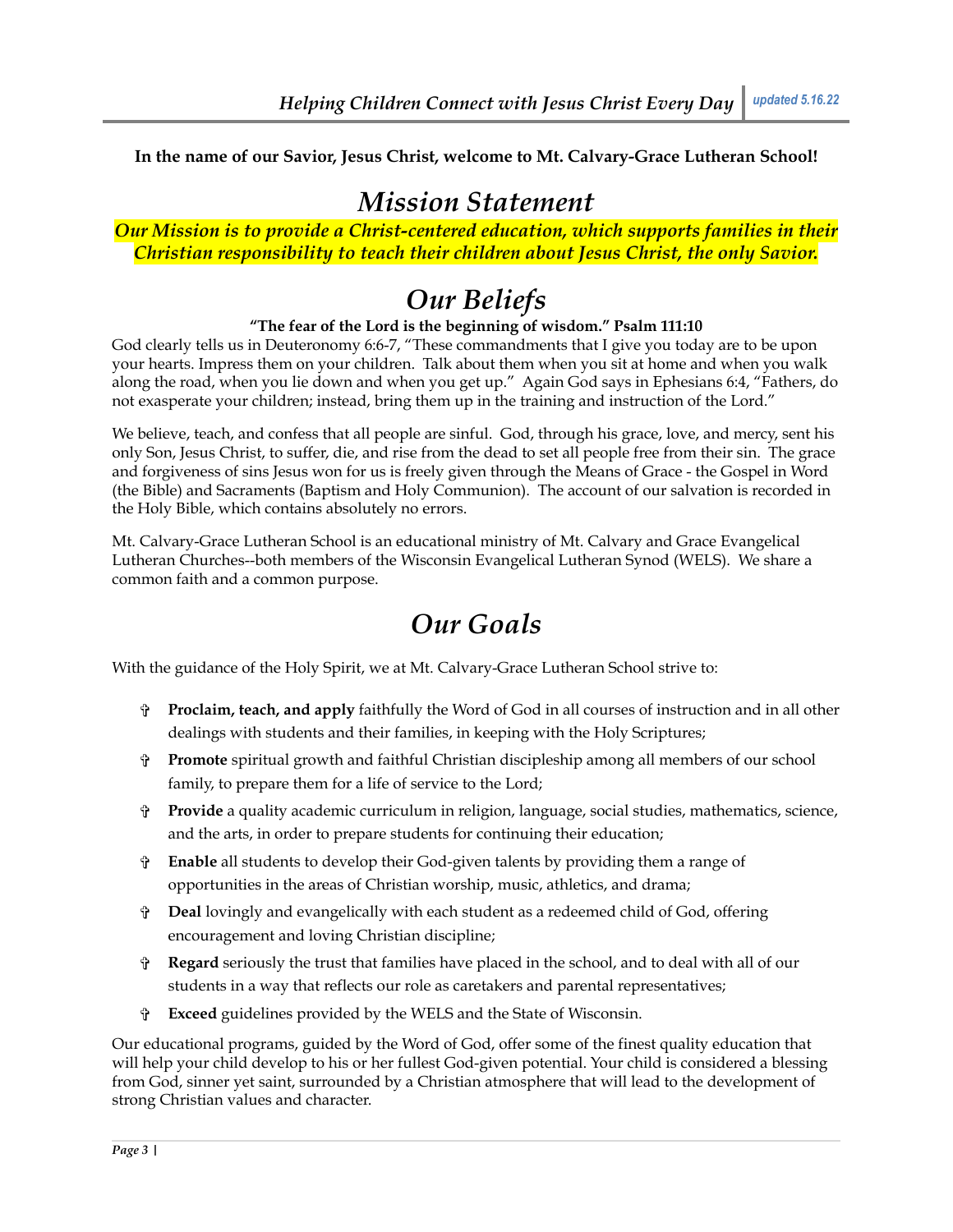**In the name of our Savior, Jesus Christ, welcome to Mt. Calvary-Grace Lutheran School!**

# *Mission Statement*

***Our Mission is to provide a Christ-centered education, which supports families in their Christian responsibility to teach their children about Jesus Christ, the only Savior.***

# *Our Beliefs*

**"The fear of the Lord is the beginning of wisdom." Psalm 111:10**

God clearly tells us in Deuteronomy 6:6-7, "These commandments that I give you today are to be upon your hearts. Impress them on your children. Talk about them when you sit at home and when you walk along the road, when you lie down and when you get up." Again God says in Ephesians 6:4, "Fathers, do not exasperate your children; instead, bring them up in the training and instruction of the Lord."

We believe, teach, and confess that all people are sinful. God, through his grace, love, and mercy, sent his only Son, Jesus Christ, to suffer, die, and rise from the dead to set all people free from their sin. The grace and forgiveness of sins Jesus won for us is freely given through the Means of Grace - the Gospel in Word (the Bible) and Sacraments (Baptism and Holy Communion). The account of our salvation is recorded in the Holy Bible, which contains absolutely no errors.

Mt. Calvary-Grace Lutheran School is an educational ministry of Mt. Calvary and Grace Evangelical Lutheran Churches--both members of the Wisconsin Evangelical Lutheran Synod (WELS). We share a common faith and a common purpose.

# *Our Goals*

With the guidance of the Holy Spirit, we at Mt. Calvary-Grace Lutheran School strive to:

- **Proclaim, teach, and apply** faithfully the Word of God in all courses of instruction and in all other dealings with students and their families, in keeping with the Holy Scriptures;
- **Promote** spiritual growth and faithful Christian discipleship among all members of our school family, to prepare them for a life of service to the Lord;
- **Provide** a quality academic curriculum in religion, language, social studies, mathematics, science, and the arts, in order to prepare students for continuing their education;
- **Enable** all students to develop their God-given talents by providing them a range of opportunities in the areas of Christian worship, music, athletics, and drama;
- **Deal** lovingly and evangelically with each student as a redeemed child of God, offering encouragement and loving Christian discipline;
- **Regard** seriously the trust that families have placed in the school, and to deal with all of our students in a way that reflects our role as caretakers and parental representatives;
- **Exceed** guidelines provided by the WELS and the State of Wisconsin.

Our educational programs, guided by the Word of God, offer some of the finest quality education that will help your child develop to his or her fullest God-given potential. Your child is considered a blessing from God, sinner yet saint, surrounded by a Christian atmosphere that will lead to the development of strong Christian values and character.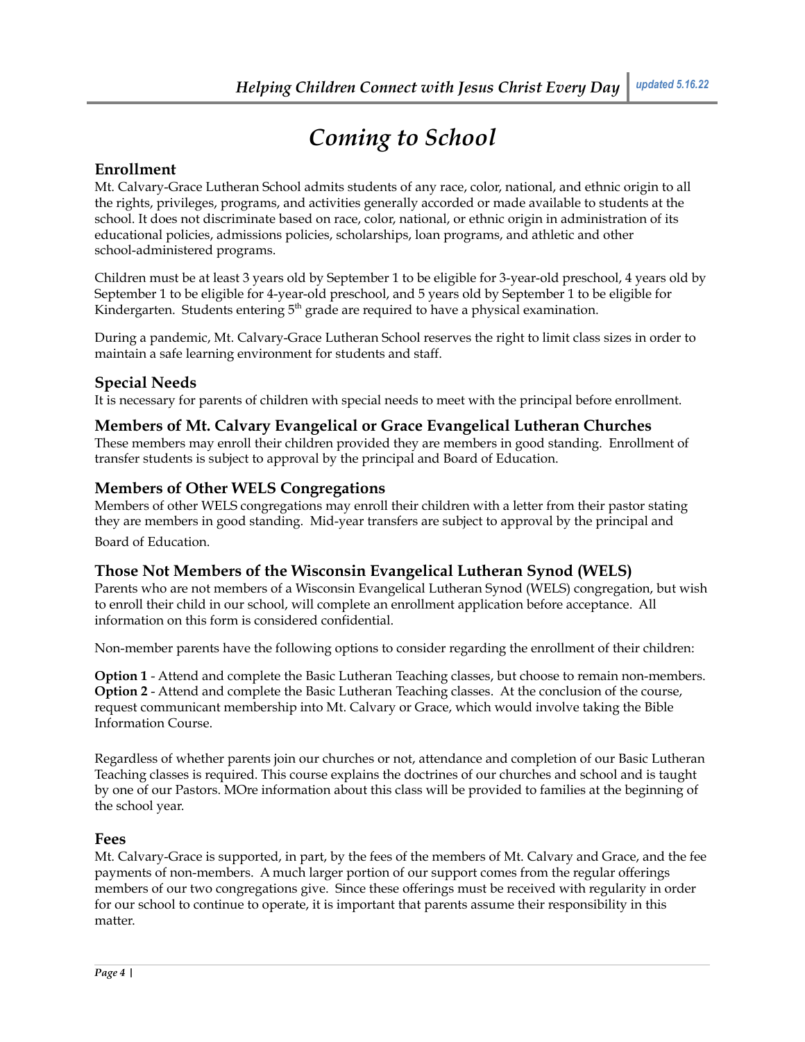# Coming to School

## Enrollment

Mt. Calvary-Grace Lutheran School admits students of any race, color, national, and ethnic origin to all the rights, privileges, programs, and activities generally accorded or made available to students at the school. It does not discriminate based on race, color, national, or ethnic origin in administration of its educational policies, admissions policies, scholarships, loan programs, and athletic and other school-administered programs.

Children must be at least 3 years old by September 1 to be eligible for 3-year-old preschool, 4 years old by September 1 to be eligible for 4-year-old preschool, and 5 years old by September 1 to be eligible for Kindergarten. Students entering 5th grade are required to have a physical examination.

During a pandemic, Mt. Calvary-Grace Lutheran School reserves the right to limit class sizes in order to maintain a safe learning environment for students and staff.

## Special Needs

It is necessary for parents of children with special needs to meet with the principal before enrollment.

## Members of Mt. Calvary Evangelical or Grace Evangelical Lutheran Churches

These members may enroll their children provided they are members in good standing. Enrollment of transfer students is subject to approval by the principal and Board of Education.

## Members of Other WELS Congregations

Members of other WELS congregations may enroll their children with a letter from their pastor stating they are members in good standing. Mid-year transfers are subject to approval by the principal and Board of Education.

## Those Not Members of the Wisconsin Evangelical Lutheran Synod (WELS)

Parents who are not members of a Wisconsin Evangelical Lutheran Synod (WELS) congregation, but wish to enroll their child in our school, will complete an enrollment application before acceptance. All information on this form is considered confidential.

Non-member parents have the following options to consider regarding the enrollment of their children:

**Option 1** - Attend and complete the Basic Lutheran Teaching classes, but choose to remain non-members.
**Option 2** - Attend and complete the Basic Lutheran Teaching classes. At the conclusion of the course, request communicant membership into Mt. Calvary or Grace, which would involve taking the Bible Information Course.

Regardless of whether parents join our churches or not, attendance and completion of our Basic Lutheran Teaching classes is required. This course explains the doctrines of our churches and school and is taught by one of our Pastors. MOre information about this class will be provided to families at the beginning of the school year.

## Fees

Mt. Calvary-Grace is supported, in part, by the fees of the members of Mt. Calvary and Grace, and the fee payments of non-members. A much larger portion of our support comes from the regular offerings members of our two congregations give. Since these offerings must be received with regularity in order for our school to continue to operate, it is important that parents assume their responsibility in this matter.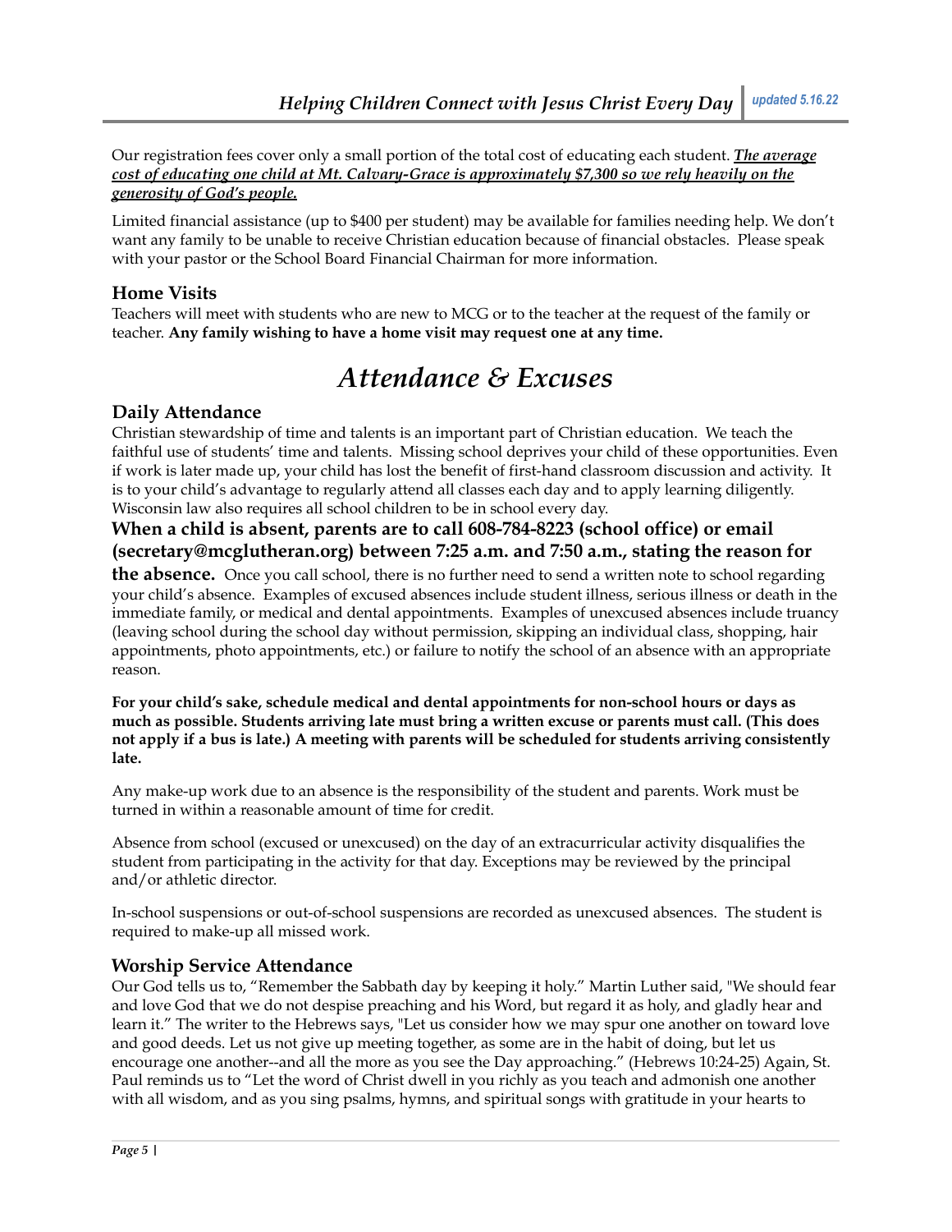Our registration fees cover only a small portion of the total cost of educating each student. ***The average cost of educating one child at Mt. Calvary-Grace is approximately $7,300 so we rely heavily on the generosity of God's people.***

Limited financial assistance (up to $400 per student) may be available for families needing help. We don't want any family to be unable to receive Christian education because of financial obstacles. Please speak with your pastor or the School Board Financial Chairman for more information.

### Home Visits

Teachers will meet with students who are new to MCG or to the teacher at the request of the family or teacher. **Any family wishing to have a home visit may request one at any time.**

# *Attendance & Excuses*

### Daily Attendance

Christian stewardship of time and talents is an important part of Christian education. We teach the faithful use of students' time and talents. Missing school deprives your child of these opportunities. Even if work is later made up, your child has lost the benefit of first-hand classroom discussion and activity. It is to your child's advantage to regularly attend all classes each day and to apply learning diligently. Wisconsin law also requires all school children to be in school every day.

**When a child is absent, parents are to call 608-784-8223 (school office) or email (secretary@mcglutheran.org) between 7:25 a.m. and 7:50 a.m., stating the reason for the absence.** Once you call school, there is no further need to send a written note to school regarding your child's absence. Examples of excused absences include student illness, serious illness or death in the immediate family, or medical and dental appointments. Examples of unexcused absences include truancy (leaving school during the school day without permission, skipping an individual class, shopping, hair appointments, photo appointments, etc.) or failure to notify the school of an absence with an appropriate reason.

**For your child's sake, schedule medical and dental appointments for non-school hours or days as much as possible. Students arriving late must bring a written excuse or parents must call. (This does not apply if a bus is late.) A meeting with parents will be scheduled for students arriving consistently late.**

Any make-up work due to an absence is the responsibility of the student and parents. Work must be turned in within a reasonable amount of time for credit.

Absence from school (excused or unexcused) on the day of an extracurricular activity disqualifies the student from participating in the activity for that day. Exceptions may be reviewed by the principal and/or athletic director.

In-school suspensions or out-of-school suspensions are recorded as unexcused absences. The student is required to make-up all missed work.

### Worship Service Attendance

Our God tells us to, "Remember the Sabbath day by keeping it holy." Martin Luther said, "We should fear and love God that we do not despise preaching and his Word, but regard it as holy, and gladly hear and learn it." The writer to the Hebrews says, "Let us consider how we may spur one another on toward love and good deeds. Let us not give up meeting together, as some are in the habit of doing, but let us encourage one another--and all the more as you see the Day approaching." (Hebrews 10:24-25) Again, St. Paul reminds us to "Let the word of Christ dwell in you richly as you teach and admonish one another with all wisdom, and as you sing psalms, hymns, and spiritual songs with gratitude in your hearts to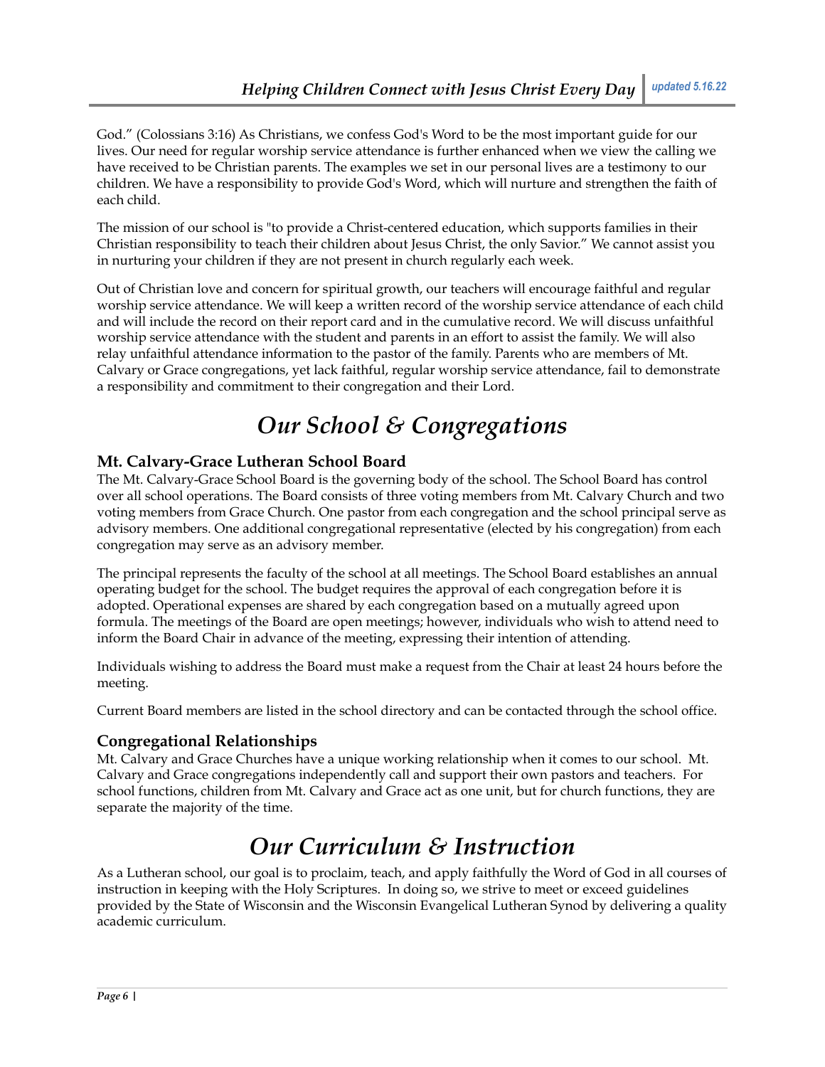God." (Colossians 3:16) As Christians, we confess God's Word to be the most important guide for our lives. Our need for regular worship service attendance is further enhanced when we view the calling we have received to be Christian parents. The examples we set in our personal lives are a testimony to our children. We have a responsibility to provide God's Word, which will nurture and strengthen the faith of each child.

The mission of our school is "to provide a Christ-centered education, which supports families in their Christian responsibility to teach their children about Jesus Christ, the only Savior." We cannot assist you in nurturing your children if they are not present in church regularly each week.

Out of Christian love and concern for spiritual growth, our teachers will encourage faithful and regular worship service attendance. We will keep a written record of the worship service attendance of each child and will include the record on their report card and in the cumulative record. We will discuss unfaithful worship service attendance with the student and parents in an effort to assist the family. We will also relay unfaithful attendance information to the pastor of the family. Parents who are members of Mt. Calvary or Grace congregations, yet lack faithful, regular worship service attendance, fail to demonstrate a responsibility and commitment to their congregation and their Lord.

# *Our School & Congregations*

### Mt. Calvary-Grace Lutheran School Board

The Mt. Calvary-Grace School Board is the governing body of the school. The School Board has control over all school operations. The Board consists of three voting members from Mt. Calvary Church and two voting members from Grace Church. One pastor from each congregation and the school principal serve as advisory members. One additional congregational representative (elected by his congregation) from each congregation may serve as an advisory member.

The principal represents the faculty of the school at all meetings. The School Board establishes an annual operating budget for the school. The budget requires the approval of each congregation before it is adopted. Operational expenses are shared by each congregation based on a mutually agreed upon formula. The meetings of the Board are open meetings; however, individuals who wish to attend need to inform the Board Chair in advance of the meeting, expressing their intention of attending.

Individuals wishing to address the Board must make a request from the Chair at least 24 hours before the meeting.

Current Board members are listed in the school directory and can be contacted through the school office.

### Congregational Relationships

Mt. Calvary and Grace Churches have a unique working relationship when it comes to our school. Mt. Calvary and Grace congregations independently call and support their own pastors and teachers. For school functions, children from Mt. Calvary and Grace act as one unit, but for church functions, they are separate the majority of the time.

# *Our Curriculum & Instruction*

As a Lutheran school, our goal is to proclaim, teach, and apply faithfully the Word of God in all courses of instruction in keeping with the Holy Scriptures. In doing so, we strive to meet or exceed guidelines provided by the State of Wisconsin and the Wisconsin Evangelical Lutheran Synod by delivering a quality academic curriculum.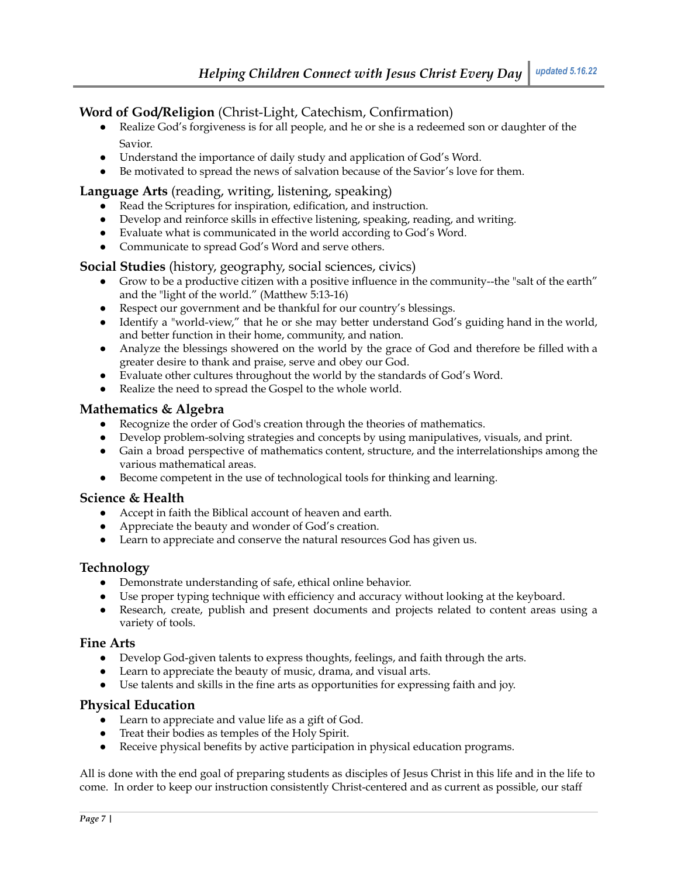**Word of God/Religion** (Christ-Light, Catechism, Confirmation)

- Realize God's forgiveness is for all people, and he or she is a redeemed son or daughter of the Savior.
- Understand the importance of daily study and application of God's Word.
- Be motivated to spread the news of salvation because of the Savior's love for them.

**Language Arts** (reading, writing, listening, speaking)

- Read the Scriptures for inspiration, edification, and instruction.
- Develop and reinforce skills in effective listening, speaking, reading, and writing.
- Evaluate what is communicated in the world according to God's Word.
- Communicate to spread God's Word and serve others.

**Social Studies** (history, geography, social sciences, civics)

- Grow to be a productive citizen with a positive influence in the community--the "salt of the earth" and the "light of the world." (Matthew 5:13-16)
- Respect our government and be thankful for our country's blessings.
- Identify a "world-view," that he or she may better understand God's guiding hand in the world, and better function in their home, community, and nation.
- Analyze the blessings showered on the world by the grace of God and therefore be filled with a greater desire to thank and praise, serve and obey our God.
- Evaluate other cultures throughout the world by the standards of God's Word.
- Realize the need to spread the Gospel to the whole world.

**Mathematics & Algebra**

- Recognize the order of God's creation through the theories of mathematics.
- Develop problem-solving strategies and concepts by using manipulatives, visuals, and print.
- Gain a broad perspective of mathematics content, structure, and the interrelationships among the various mathematical areas.
- Become competent in the use of technological tools for thinking and learning.

**Science & Health**

- Accept in faith the Biblical account of heaven and earth.
- Appreciate the beauty and wonder of God's creation.
- Learn to appreciate and conserve the natural resources God has given us.

**Technology**

- Demonstrate understanding of safe, ethical online behavior.
- Use proper typing technique with efficiency and accuracy without looking at the keyboard.
- Research, create, publish and present documents and projects related to content areas using a variety of tools.

**Fine Arts**

- Develop God-given talents to express thoughts, feelings, and faith through the arts.
- Learn to appreciate the beauty of music, drama, and visual arts.
- Use talents and skills in the fine arts as opportunities for expressing faith and joy.

**Physical Education**

- Learn to appreciate and value life as a gift of God.
- Treat their bodies as temples of the Holy Spirit.
- Receive physical benefits by active participation in physical education programs.

All is done with the end goal of preparing students as disciples of Jesus Christ in this life and in the life to come. In order to keep our instruction consistently Christ-centered and as current as possible, our staff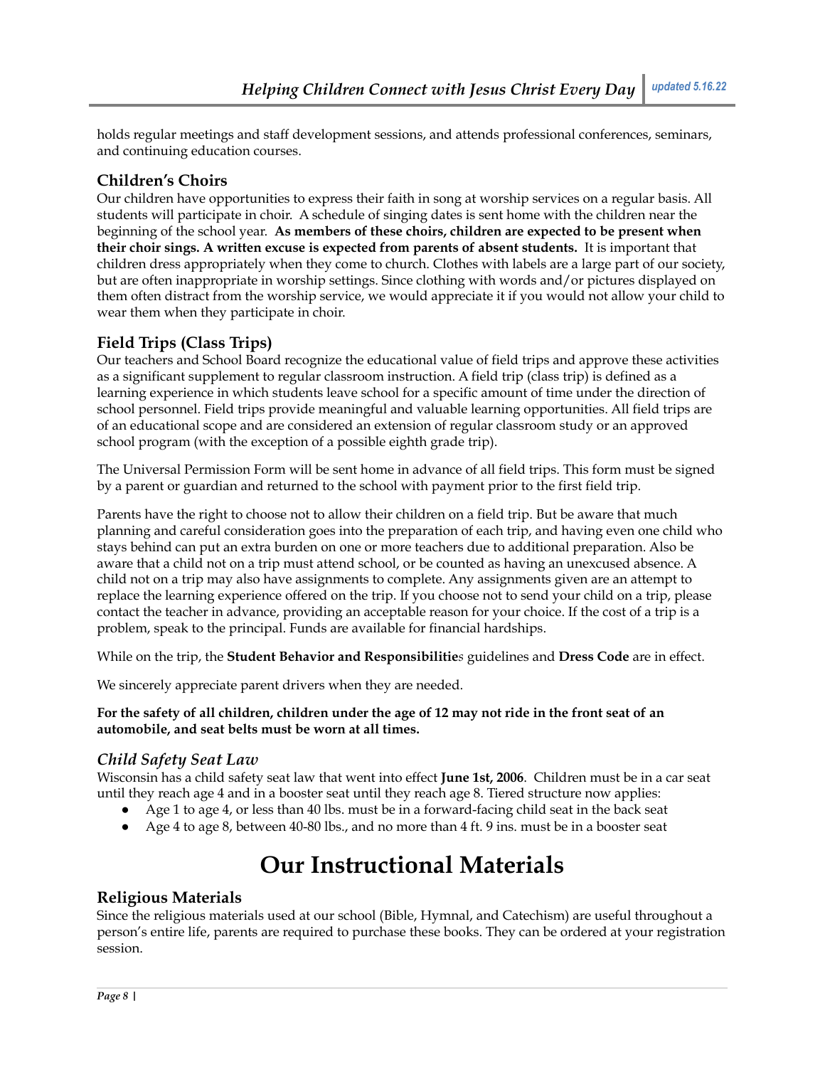holds regular meetings and staff development sessions, and attends professional conferences, seminars, and continuing education courses.

### Children's Choirs

Our children have opportunities to express their faith in song at worship services on a regular basis. All students will participate in choir. A schedule of singing dates is sent home with the children near the beginning of the school year. **As members of these choirs, children are expected to be present when their choir sings. A written excuse is expected from parents of absent students.** It is important that children dress appropriately when they come to church. Clothes with labels are a large part of our society, but are often inappropriate in worship settings. Since clothing with words and/or pictures displayed on them often distract from the worship service, we would appreciate it if you would not allow your child to wear them when they participate in choir.

### Field Trips (Class Trips)

Our teachers and School Board recognize the educational value of field trips and approve these activities as a significant supplement to regular classroom instruction. A field trip (class trip) is defined as a learning experience in which students leave school for a specific amount of time under the direction of school personnel. Field trips provide meaningful and valuable learning opportunities. All field trips are of an educational scope and are considered an extension of regular classroom study or an approved school program (with the exception of a possible eighth grade trip).

The Universal Permission Form will be sent home in advance of all field trips. This form must be signed by a parent or guardian and returned to the school with payment prior to the first field trip.

Parents have the right to choose not to allow their children on a field trip. But be aware that much planning and careful consideration goes into the preparation of each trip, and having even one child who stays behind can put an extra burden on one or more teachers due to additional preparation. Also be aware that a child not on a trip must attend school, or be counted as having an unexcused absence. A child not on a trip may also have assignments to complete. Any assignments given are an attempt to replace the learning experience offered on the trip. If you choose not to send your child on a trip, please contact the teacher in advance, providing an acceptable reason for your choice. If the cost of a trip is a problem, speak to the principal. Funds are available for financial hardships.

While on the trip, the **Student Behavior and Responsibilitie***s* guidelines and **Dress Code** are in effect.

We sincerely appreciate parent drivers when they are needed.

**For the safety of all children, children under the age of 12 may not ride in the front seat of an automobile, and seat belts must be worn at all times.**

### *Child Safety Seat Law*

Wisconsin has a child safety seat law that went into effect **June 1st, 2006**. Children must be in a car seat until they reach age 4 and in a booster seat until they reach age 8. Tiered structure now applies:

- Age 1 to age 4, or less than 40 lbs. must be in a forward-facing child seat in the back seat
- Age 4 to age 8, between 40-80 lbs., and no more than 4 ft. 9 ins. must be in a booster seat

# Our Instructional Materials

### Religious Materials

Since the religious materials used at our school (Bible, Hymnal, and Catechism) are useful throughout a person's entire life, parents are required to purchase these books. They can be ordered at your registration session.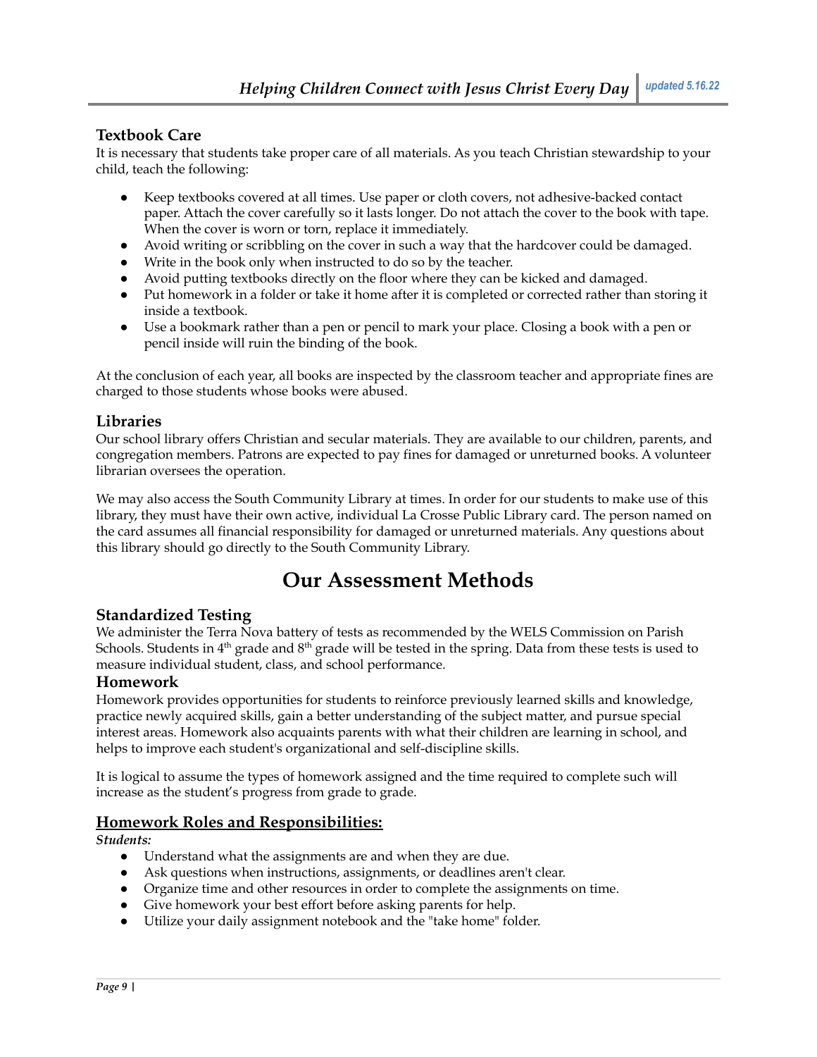### Textbook Care

It is necessary that students take proper care of all materials. As you teach Christian stewardship to your child, teach the following:

- Keep textbooks covered at all times. Use paper or cloth covers, not adhesive-backed contact paper. Attach the cover carefully so it lasts longer. Do not attach the cover to the book with tape. When the cover is worn or torn, replace it immediately.
- Avoid writing or scribbling on the cover in such a way that the hardcover could be damaged.
- Write in the book only when instructed to do so by the teacher.
- Avoid putting textbooks directly on the floor where they can be kicked and damaged.
- Put homework in a folder or take it home after it is completed or corrected rather than storing it inside a textbook.
- Use a bookmark rather than a pen or pencil to mark your place. Closing a book with a pen or pencil inside will ruin the binding of the book.

At the conclusion of each year, all books are inspected by the classroom teacher and appropriate fines are charged to those students whose books were abused.

### Libraries

Our school library offers Christian and secular materials. They are available to our children, parents, and congregation members. Patrons are expected to pay fines for damaged or unreturned books. A volunteer librarian oversees the operation.

We may also access the South Community Library at times. In order for our students to make use of this library, they must have their own active, individual La Crosse Public Library card. The person named on the card assumes all financial responsibility for damaged or unreturned materials. Any questions about this library should go directly to the South Community Library.

## Our Assessment Methods

### Standardized Testing

We administer the Terra Nova battery of tests as recommended by the WELS Commission on Parish Schools. Students in 4th grade and 8th grade will be tested in the spring. Data from these tests is used to measure individual student, class, and school performance.

### Homework

Homework provides opportunities for students to reinforce previously learned skills and knowledge, practice newly acquired skills, gain a better understanding of the subject matter, and pursue special interest areas. Homework also acquaints parents with what their children are learning in school, and helps to improve each student's organizational and self-discipline skills.

It is logical to assume the types of homework assigned and the time required to complete such will increase as the student's progress from grade to grade.

### Homework Roles and Responsibilities:

***Students:***

- Understand what the assignments are and when they are due.
- Ask questions when instructions, assignments, or deadlines aren't clear.
- Organize time and other resources in order to complete the assignments on time.
- Give homework your best effort before asking parents for help.
- Utilize your daily assignment notebook and the "take home" folder.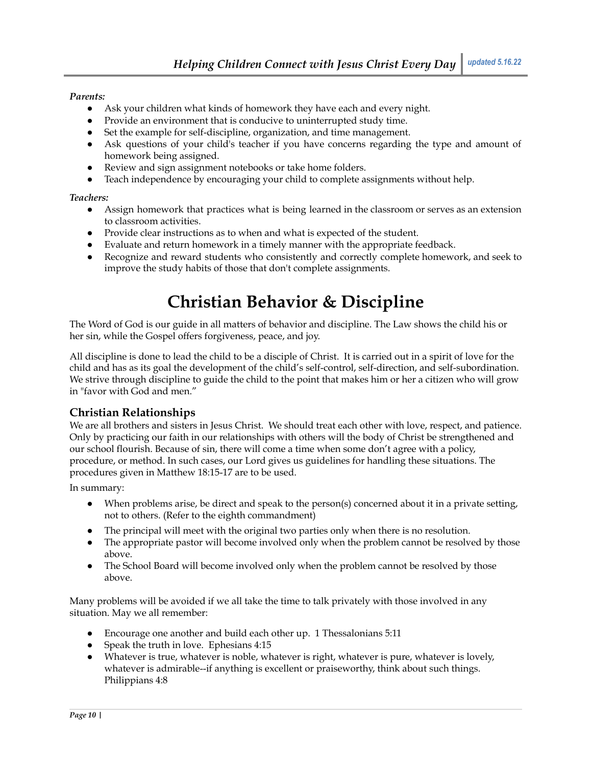*Parents:*

- Ask your children what kinds of homework they have each and every night.
- Provide an environment that is conducive to uninterrupted study time.
- Set the example for self-discipline, organization, and time management.
- Ask questions of your child's teacher if you have concerns regarding the type and amount of homework being assigned.
- Review and sign assignment notebooks or take home folders.
- Teach independence by encouraging your child to complete assignments without help.

*Teachers:*

- Assign homework that practices what is being learned in the classroom or serves as an extension to classroom activities.
- Provide clear instructions as to when and what is expected of the student.
- Evaluate and return homework in a timely manner with the appropriate feedback.
- Recognize and reward students who consistently and correctly complete homework, and seek to improve the study habits of those that don't complete assignments.

# Christian Behavior & Discipline

The Word of God is our guide in all matters of behavior and discipline. The Law shows the child his or her sin, while the Gospel offers forgiveness, peace, and joy.

All discipline is done to lead the child to be a disciple of Christ. It is carried out in a spirit of love for the child and has as its goal the development of the child's self-control, self-direction, and self-subordination. We strive through discipline to guide the child to the point that makes him or her a citizen who will grow in "favor with God and men."

## Christian Relationships

We are all brothers and sisters in Jesus Christ. We should treat each other with love, respect, and patience. Only by practicing our faith in our relationships with others will the body of Christ be strengthened and our school flourish. Because of sin, there will come a time when some don't agree with a policy, procedure, or method. In such cases, our Lord gives us guidelines for handling these situations. The procedures given in Matthew 18:15-17 are to be used.

In summary:

- When problems arise, be direct and speak to the person(s) concerned about it in a private setting, not to others. (Refer to the eighth commandment)
- The principal will meet with the original two parties only when there is no resolution.
- The appropriate pastor will become involved only when the problem cannot be resolved by those above.
- The School Board will become involved only when the problem cannot be resolved by those above.

Many problems will be avoided if we all take the time to talk privately with those involved in any situation. May we all remember:

- Encourage one another and build each other up. 1 Thessalonians 5:11
- Speak the truth in love. Ephesians 4:15
- Whatever is true, whatever is noble, whatever is right, whatever is pure, whatever is lovely, whatever is admirable--if anything is excellent or praiseworthy, think about such things. Philippians 4:8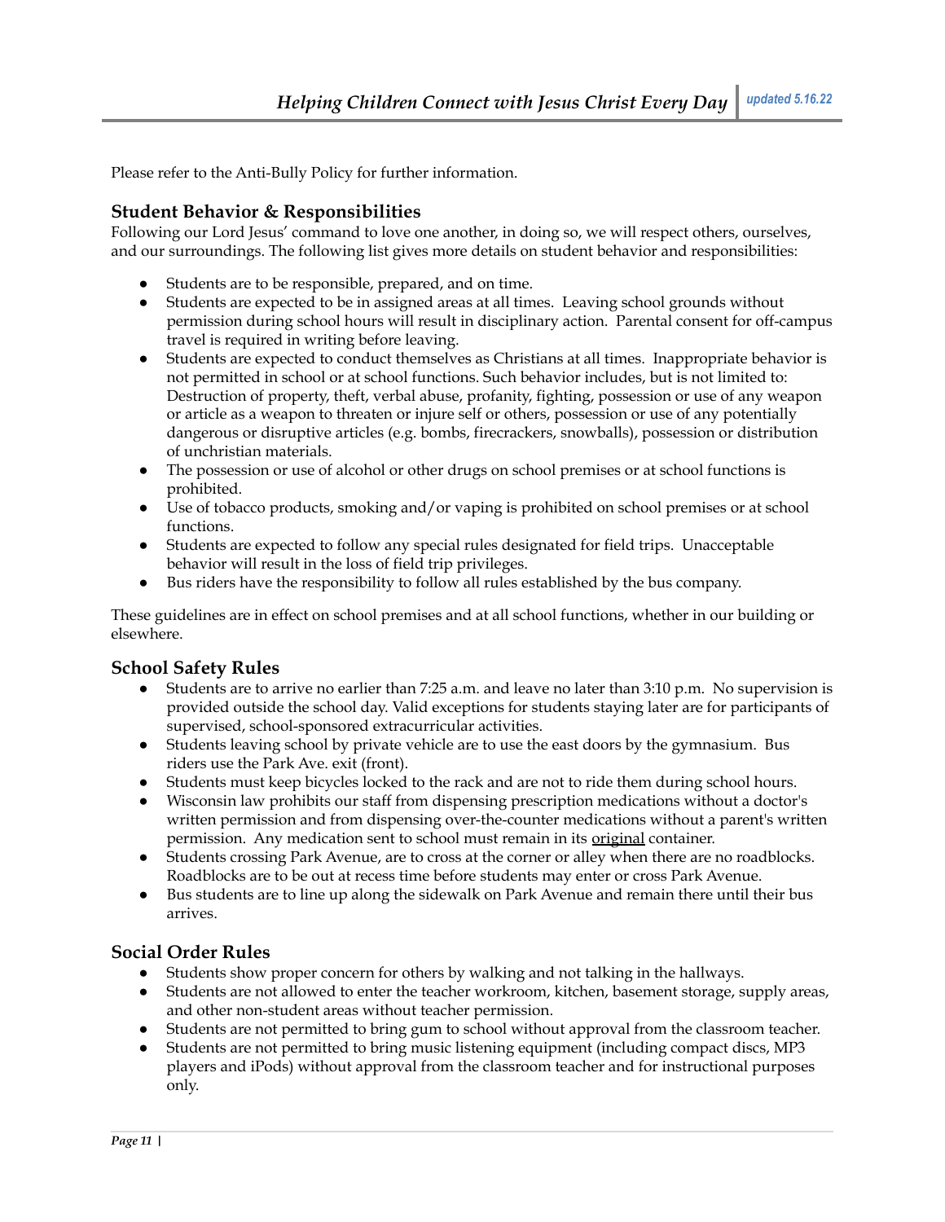Please refer to the Anti-Bully Policy for further information.

### Student Behavior & Responsibilities

Following our Lord Jesus' command to love one another, in doing so, we will respect others, ourselves, and our surroundings. The following list gives more details on student behavior and responsibilities:

- Students are to be responsible, prepared, and on time.
- Students are expected to be in assigned areas at all times. Leaving school grounds without permission during school hours will result in disciplinary action. Parental consent for off-campus travel is required in writing before leaving.
- Students are expected to conduct themselves as Christians at all times. Inappropriate behavior is not permitted in school or at school functions. Such behavior includes, but is not limited to: Destruction of property, theft, verbal abuse, profanity, fighting, possession or use of any weapon or article as a weapon to threaten or injure self or others, possession or use of any potentially dangerous or disruptive articles (e.g. bombs, firecrackers, snowballs), possession or distribution of unchristian materials.
- The possession or use of alcohol or other drugs on school premises or at school functions is prohibited.
- Use of tobacco products, smoking and/or vaping is prohibited on school premises or at school functions.
- Students are expected to follow any special rules designated for field trips. Unacceptable behavior will result in the loss of field trip privileges.
- Bus riders have the responsibility to follow all rules established by the bus company.

These guidelines are in effect on school premises and at all school functions, whether in our building or elsewhere.

### School Safety Rules

- Students are to arrive no earlier than 7:25 a.m. and leave no later than 3:10 p.m. No supervision is provided outside the school day. Valid exceptions for students staying later are for participants of supervised, school-sponsored extracurricular activities.
- Students leaving school by private vehicle are to use the east doors by the gymnasium. Bus riders use the Park Ave. exit (front).
- Students must keep bicycles locked to the rack and are not to ride them during school hours.
- Wisconsin law prohibits our staff from dispensing prescription medications without a doctor's written permission and from dispensing over-the-counter medications without a parent's written permission. Any medication sent to school must remain in its <u>original</u> container.
- Students crossing Park Avenue, are to cross at the corner or alley when there are no roadblocks. Roadblocks are to be out at recess time before students may enter or cross Park Avenue.
- Bus students are to line up along the sidewalk on Park Avenue and remain there until their bus arrives.

### Social Order Rules

- Students show proper concern for others by walking and not talking in the hallways.
- Students are not allowed to enter the teacher workroom, kitchen, basement storage, supply areas, and other non-student areas without teacher permission.
- Students are not permitted to bring gum to school without approval from the classroom teacher.
- Students are not permitted to bring music listening equipment (including compact discs, MP3 players and iPods) without approval from the classroom teacher and for instructional purposes only.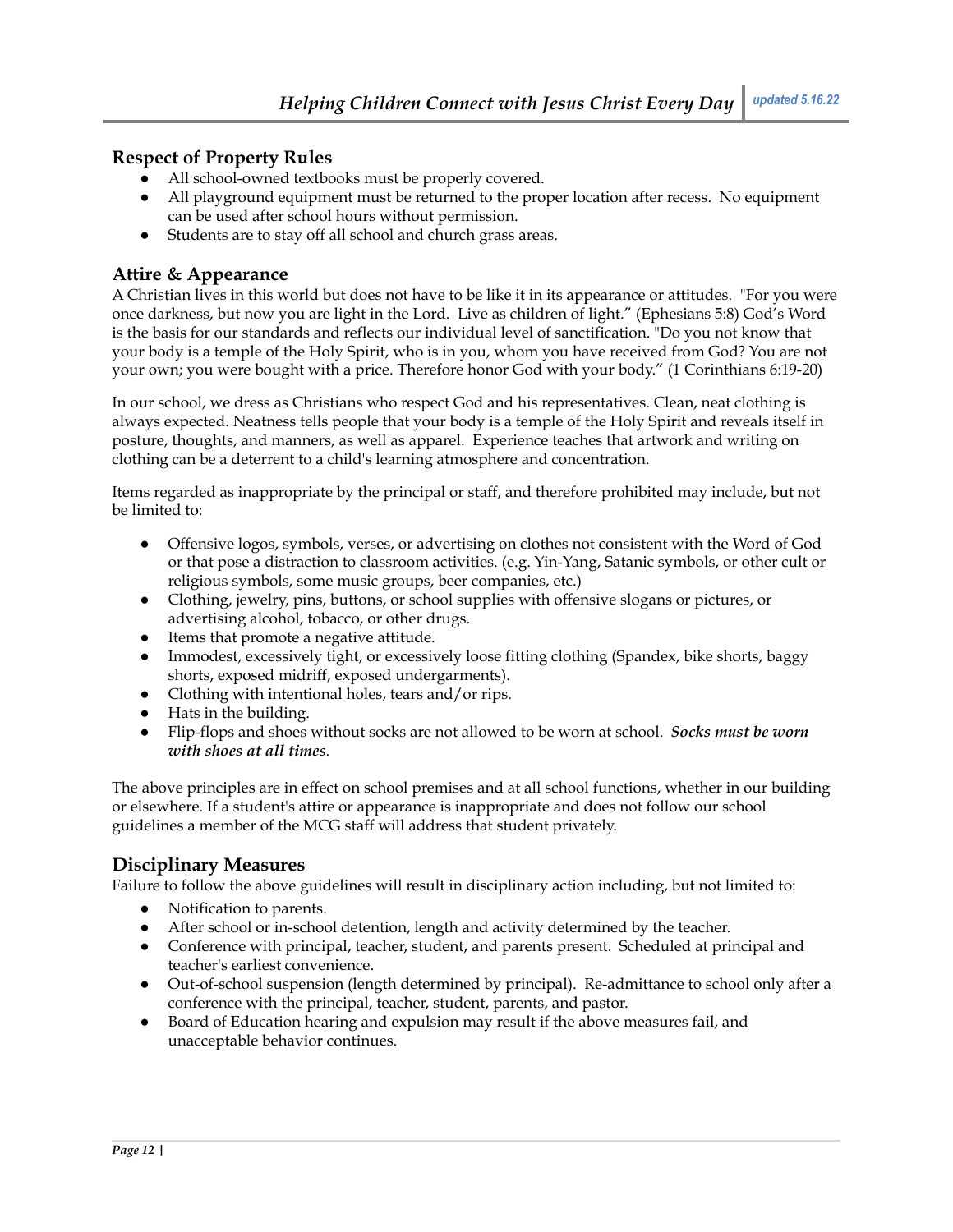## Respect of Property Rules

- All school-owned textbooks must be properly covered.
- All playground equipment must be returned to the proper location after recess. No equipment can be used after school hours without permission.
- Students are to stay off all school and church grass areas.

## Attire & Appearance

A Christian lives in this world but does not have to be like it in its appearance or attitudes. "For you were once darkness, but now you are light in the Lord. Live as children of light." (Ephesians 5:8) God's Word is the basis for our standards and reflects our individual level of sanctification. "Do you not know that your body is a temple of the Holy Spirit, who is in you, whom you have received from God? You are not your own; you were bought with a price. Therefore honor God with your body." (1 Corinthians 6:19-20)

In our school, we dress as Christians who respect God and his representatives. Clean, neat clothing is always expected. Neatness tells people that your body is a temple of the Holy Spirit and reveals itself in posture, thoughts, and manners, as well as apparel. Experience teaches that artwork and writing on clothing can be a deterrent to a child's learning atmosphere and concentration.

Items regarded as inappropriate by the principal or staff, and therefore prohibited may include, but not be limited to:

- Offensive logos, symbols, verses, or advertising on clothes not consistent with the Word of God or that pose a distraction to classroom activities. (e.g. Yin-Yang, Satanic symbols, or other cult or religious symbols, some music groups, beer companies, etc.)
- Clothing, jewelry, pins, buttons, or school supplies with offensive slogans or pictures, or advertising alcohol, tobacco, or other drugs.
- Items that promote a negative attitude.
- Immodest, excessively tight, or excessively loose fitting clothing (Spandex, bike shorts, baggy shorts, exposed midriff, exposed undergarments).
- Clothing with intentional holes, tears and/or rips.
- Hats in the building.
- Flip-flops and shoes without socks are not allowed to be worn at school. ***Socks must be worn with shoes at all times***.

The above principles are in effect on school premises and at all school functions, whether in our building or elsewhere. If a student's attire or appearance is inappropriate and does not follow our school guidelines a member of the MCG staff will address that student privately.

## Disciplinary Measures

Failure to follow the above guidelines will result in disciplinary action including, but not limited to:

- Notification to parents.
- After school or in-school detention, length and activity determined by the teacher.
- Conference with principal, teacher, student, and parents present. Scheduled at principal and teacher's earliest convenience.
- Out-of-school suspension (length determined by principal). Re-admittance to school only after a conference with the principal, teacher, student, parents, and pastor.
- Board of Education hearing and expulsion may result if the above measures fail, and unacceptable behavior continues.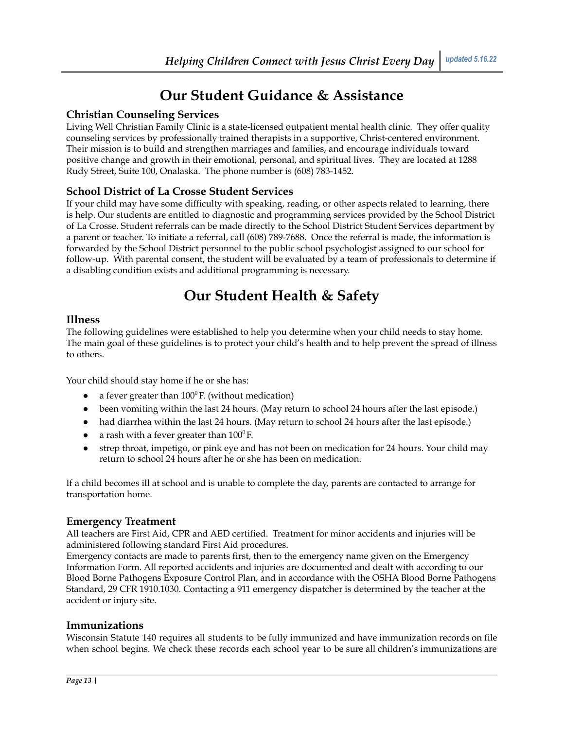# Our Student Guidance & Assistance

### Christian Counseling Services

Living Well Christian Family Clinic is a state-licensed outpatient mental health clinic. They offer quality counseling services by professionally trained therapists in a supportive, Christ-centered environment. Their mission is to build and strengthen marriages and families, and encourage individuals toward positive change and growth in their emotional, personal, and spiritual lives. They are located at 1288 Rudy Street, Suite 100, Onalaska. The phone number is (608) 783-1452.

### School District of La Crosse Student Services

If your child may have some difficulty with speaking, reading, or other aspects related to learning, there is help. Our students are entitled to diagnostic and programming services provided by the School District of La Crosse. Student referrals can be made directly to the School District Student Services department by a parent or teacher. To initiate a referral, call (608) 789-7688. Once the referral is made, the information is forwarded by the School District personnel to the public school psychologist assigned to our school for follow-up. With parental consent, the student will be evaluated by a team of professionals to determine if a disabling condition exists and additional programming is necessary.

# Our Student Health & Safety

### Illness

The following guidelines were established to help you determine when your child needs to stay home. The main goal of these guidelines is to protect your child's health and to help prevent the spread of illness to others.

Your child should stay home if he or she has:

- a fever greater than $100^0$F. (without medication)
- been vomiting within the last 24 hours. (May return to school 24 hours after the last episode.)
- had diarrhea within the last 24 hours. (May return to school 24 hours after the last episode.)
- a rash with a fever greater than $100^0$F.
- strep throat, impetigo, or pink eye and has not been on medication for 24 hours. Your child may return to school 24 hours after he or she has been on medication.

If a child becomes ill at school and is unable to complete the day, parents are contacted to arrange for transportation home.

### Emergency Treatment

All teachers are First Aid, CPR and AED certified. Treatment for minor accidents and injuries will be administered following standard First Aid procedures.
Emergency contacts are made to parents first, then to the emergency name given on the Emergency Information Form. All reported accidents and injuries are documented and dealt with according to our Blood Borne Pathogens Exposure Control Plan, and in accordance with the OSHA Blood Borne Pathogens Standard, 29 CFR 1910.1030. Contacting a 911 emergency dispatcher is determined by the teacher at the accident or injury site.

### Immunizations

Wisconsin Statute 140 requires all students to be fully immunized and have immunization records on file when school begins. We check these records each school year to be sure all children's immunizations are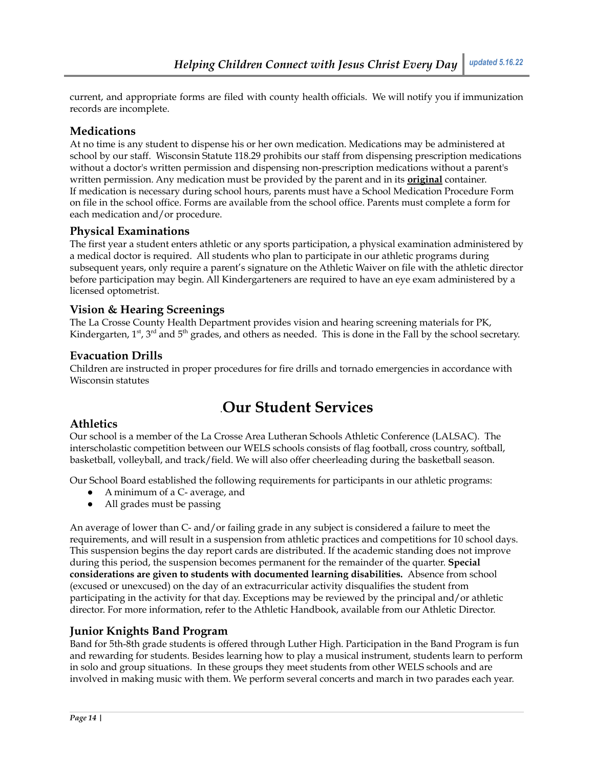current, and appropriate forms are filed with county health officials. We will notify you if immunization records are incomplete.

### Medications

At no time is any student to dispense his or her own medication. Medications may be administered at school by our staff. Wisconsin Statute 118.29 prohibits our staff from dispensing prescription medications without a doctor's written permission and dispensing non-prescription medications without a parent's written permission. Any medication must be provided by the parent and in its **original** container. If medication is necessary during school hours, parents must have a School Medication Procedure Form on file in the school office. Forms are available from the school office. Parents must complete a form for each medication and/or procedure.

### Physical Examinations

The first year a student enters athletic or any sports participation, a physical examination administered by a medical doctor is required. All students who plan to participate in our athletic programs during subsequent years, only require a parent's signature on the Athletic Waiver on file with the athletic director before participation may begin. All Kindergarteners are required to have an eye exam administered by a licensed optometrist.

### Vision & Hearing Screenings

The La Crosse County Health Department provides vision and hearing screening materials for PK, Kindergarten, 1st, 3rd and 5th grades, and others as needed. This is done in the Fall by the school secretary.

### Evacuation Drills

Children are instructed in proper procedures for fire drills and tornado emergencies in accordance with Wisconsin statutes

## .Our Student Services

### Athletics

Our school is a member of the La Crosse Area Lutheran Schools Athletic Conference (LALSAC). The interscholastic competition between our WELS schools consists of flag football, cross country, softball, basketball, volleyball, and track/field. We will also offer cheerleading during the basketball season.

Our School Board established the following requirements for participants in our athletic programs:

- A minimum of a C- average, and
- All grades must be passing

An average of lower than C- and/or failing grade in any subject is considered a failure to meet the requirements, and will result in a suspension from athletic practices and competitions for 10 school days. This suspension begins the day report cards are distributed. If the academic standing does not improve during this period, the suspension becomes permanent for the remainder of the quarter. **Special considerations are given to students with documented learning disabilities.** Absence from school (excused or unexcused) on the day of an extracurricular activity disqualifies the student from participating in the activity for that day. Exceptions may be reviewed by the principal and/or athletic director. For more information, refer to the Athletic Handbook, available from our Athletic Director.

### Junior Knights Band Program

Band for 5th-8th grade students is offered through Luther High. Participation in the Band Program is fun and rewarding for students. Besides learning how to play a musical instrument, students learn to perform in solo and group situations. In these groups they meet students from other WELS schools and are involved in making music with them. We perform several concerts and march in two parades each year.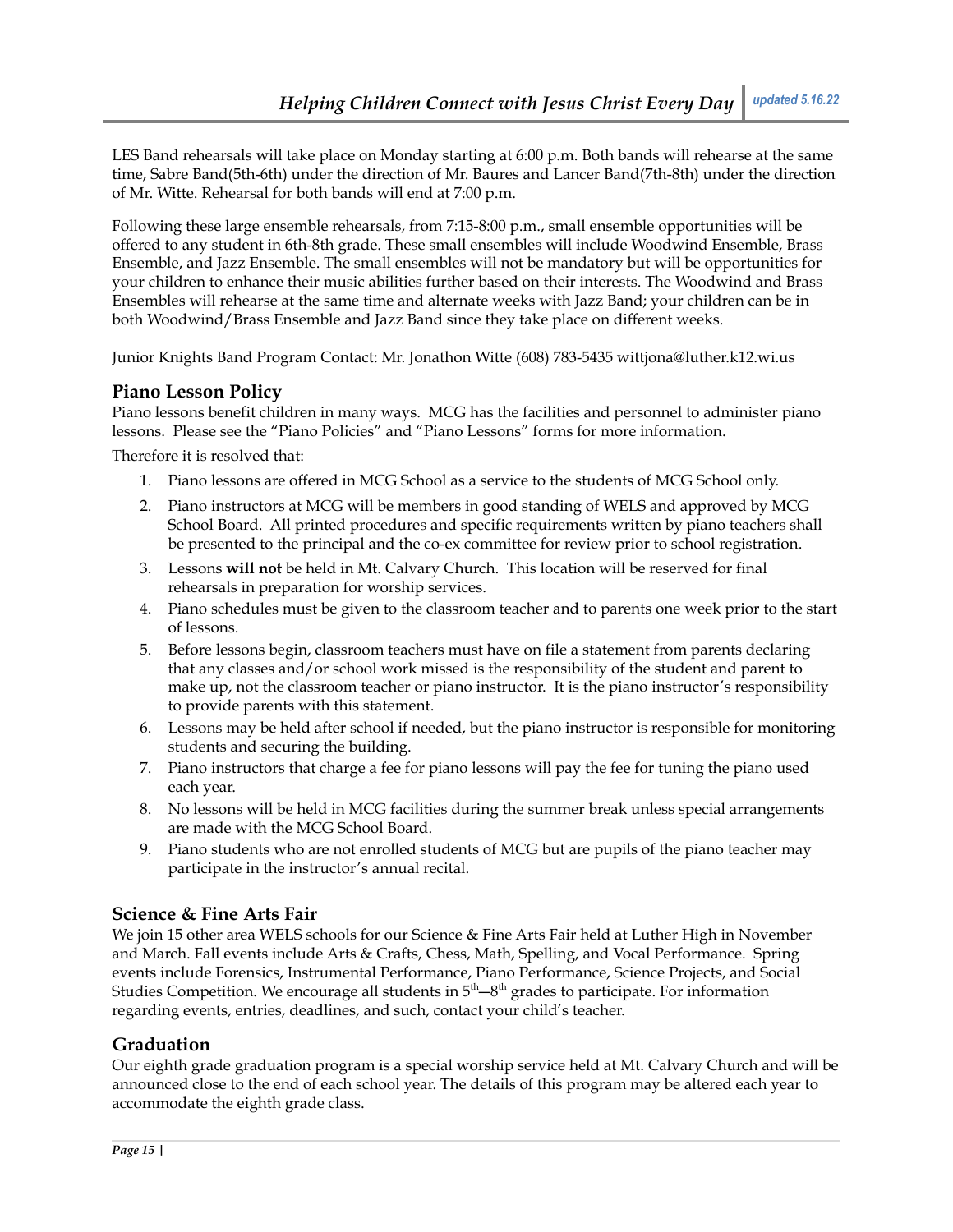LES Band rehearsals will take place on Monday starting at 6:00 p.m. Both bands will rehearse at the same time, Sabre Band(5th-6th) under the direction of Mr. Baures and Lancer Band(7th-8th) under the direction of Mr. Witte. Rehearsal for both bands will end at 7:00 p.m.

Following these large ensemble rehearsals, from 7:15-8:00 p.m., small ensemble opportunities will be offered to any student in 6th-8th grade. These small ensembles will include Woodwind Ensemble, Brass Ensemble, and Jazz Ensemble. The small ensembles will not be mandatory but will be opportunities for your children to enhance their music abilities further based on their interests. The Woodwind and Brass Ensembles will rehearse at the same time and alternate weeks with Jazz Band; your children can be in both Woodwind/Brass Ensemble and Jazz Band since they take place on different weeks.

Junior Knights Band Program Contact: Mr. Jonathon Witte (608) 783-5435 wittjona@luther.k12.wi.us

## Piano Lesson Policy

Piano lessons benefit children in many ways. MCG has the facilities and personnel to administer piano lessons. Please see the "Piano Policies" and "Piano Lessons" forms for more information.

Therefore it is resolved that:

1. Piano lessons are offered in MCG School as a service to the students of MCG School only.
2. Piano instructors at MCG will be members in good standing of WELS and approved by MCG School Board. All printed procedures and specific requirements written by piano teachers shall be presented to the principal and the co-ex committee for review prior to school registration.
3. Lessons **will not** be held in Mt. Calvary Church. This location will be reserved for final rehearsals in preparation for worship services.
4. Piano schedules must be given to the classroom teacher and to parents one week prior to the start of lessons.
5. Before lessons begin, classroom teachers must have on file a statement from parents declaring that any classes and/or school work missed is the responsibility of the student and parent to make up, not the classroom teacher or piano instructor. It is the piano instructor's responsibility to provide parents with this statement.
6. Lessons may be held after school if needed, but the piano instructor is responsible for monitoring students and securing the building.
7. Piano instructors that charge a fee for piano lessons will pay the fee for tuning the piano used each year.
8. No lessons will be held in MCG facilities during the summer break unless special arrangements are made with the MCG School Board.
9. Piano students who are not enrolled students of MCG but are pupils of the piano teacher may participate in the instructor's annual recital.

## Science & Fine Arts Fair

We join 15 other area WELS schools for our Science & Fine Arts Fair held at Luther High in November and March. Fall events include Arts & Crafts, Chess, Math, Spelling, and Vocal Performance. Spring events include Forensics, Instrumental Performance, Piano Performance, Science Projects, and Social Studies Competition. We encourage all students in 5th—8th grades to participate. For information regarding events, entries, deadlines, and such, contact your child's teacher.

## Graduation

Our eighth grade graduation program is a special worship service held at Mt. Calvary Church and will be announced close to the end of each school year. The details of this program may be altered each year to accommodate the eighth grade class.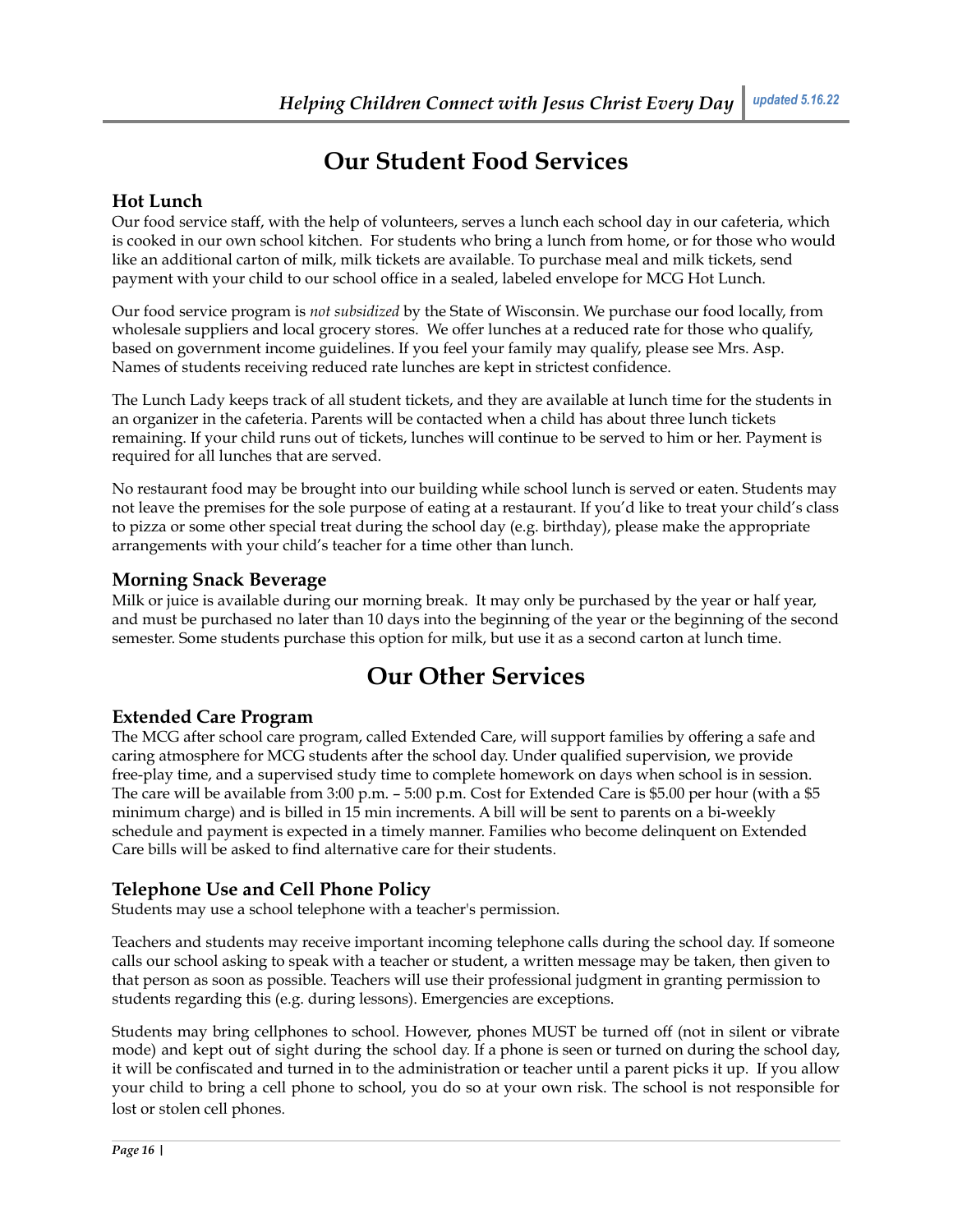# Our Student Food Services

## Hot Lunch

Our food service staff, with the help of volunteers, serves a lunch each school day in our cafeteria, which is cooked in our own school kitchen. For students who bring a lunch from home, or for those who would like an additional carton of milk, milk tickets are available. To purchase meal and milk tickets, send payment with your child to our school office in a sealed, labeled envelope for MCG Hot Lunch.

Our food service program is *not subsidized* by the State of Wisconsin. We purchase our food locally, from wholesale suppliers and local grocery stores. We offer lunches at a reduced rate for those who qualify, based on government income guidelines. If you feel your family may qualify, please see Mrs. Asp. Names of students receiving reduced rate lunches are kept in strictest confidence.

The Lunch Lady keeps track of all student tickets, and they are available at lunch time for the students in an organizer in the cafeteria. Parents will be contacted when a child has about three lunch tickets remaining. If your child runs out of tickets, lunches will continue to be served to him or her. Payment is required for all lunches that are served.

No restaurant food may be brought into our building while school lunch is served or eaten. Students may not leave the premises for the sole purpose of eating at a restaurant. If you'd like to treat your child's class to pizza or some other special treat during the school day (e.g. birthday), please make the appropriate arrangements with your child's teacher for a time other than lunch.

## Morning Snack Beverage

Milk or juice is available during our morning break. It may only be purchased by the year or half year, and must be purchased no later than 10 days into the beginning of the year or the beginning of the second semester. Some students purchase this option for milk, but use it as a second carton at lunch time.

# Our Other Services

## Extended Care Program

The MCG after school care program, called Extended Care, will support families by offering a safe and caring atmosphere for MCG students after the school day. Under qualified supervision, we provide free-play time, and a supervised study time to complete homework on days when school is in session. The care will be available from 3:00 p.m. – 5:00 p.m. Cost for Extended Care is $5.00 per hour (with a $5 minimum charge) and is billed in 15 min increments. A bill will be sent to parents on a bi-weekly schedule and payment is expected in a timely manner. Families who become delinquent on Extended Care bills will be asked to find alternative care for their students.

## Telephone Use and Cell Phone Policy

Students may use a school telephone with a teacher's permission.

Teachers and students may receive important incoming telephone calls during the school day. If someone calls our school asking to speak with a teacher or student, a written message may be taken, then given to that person as soon as possible. Teachers will use their professional judgment in granting permission to students regarding this (e.g. during lessons). Emergencies are exceptions.

Students may bring cellphones to school. However, phones MUST be turned off (not in silent or vibrate mode) and kept out of sight during the school day. If a phone is seen or turned on during the school day, it will be confiscated and turned in to the administration or teacher until a parent picks it up. If you allow your child to bring a cell phone to school, you do so at your own risk. The school is not responsible for lost or stolen cell phones.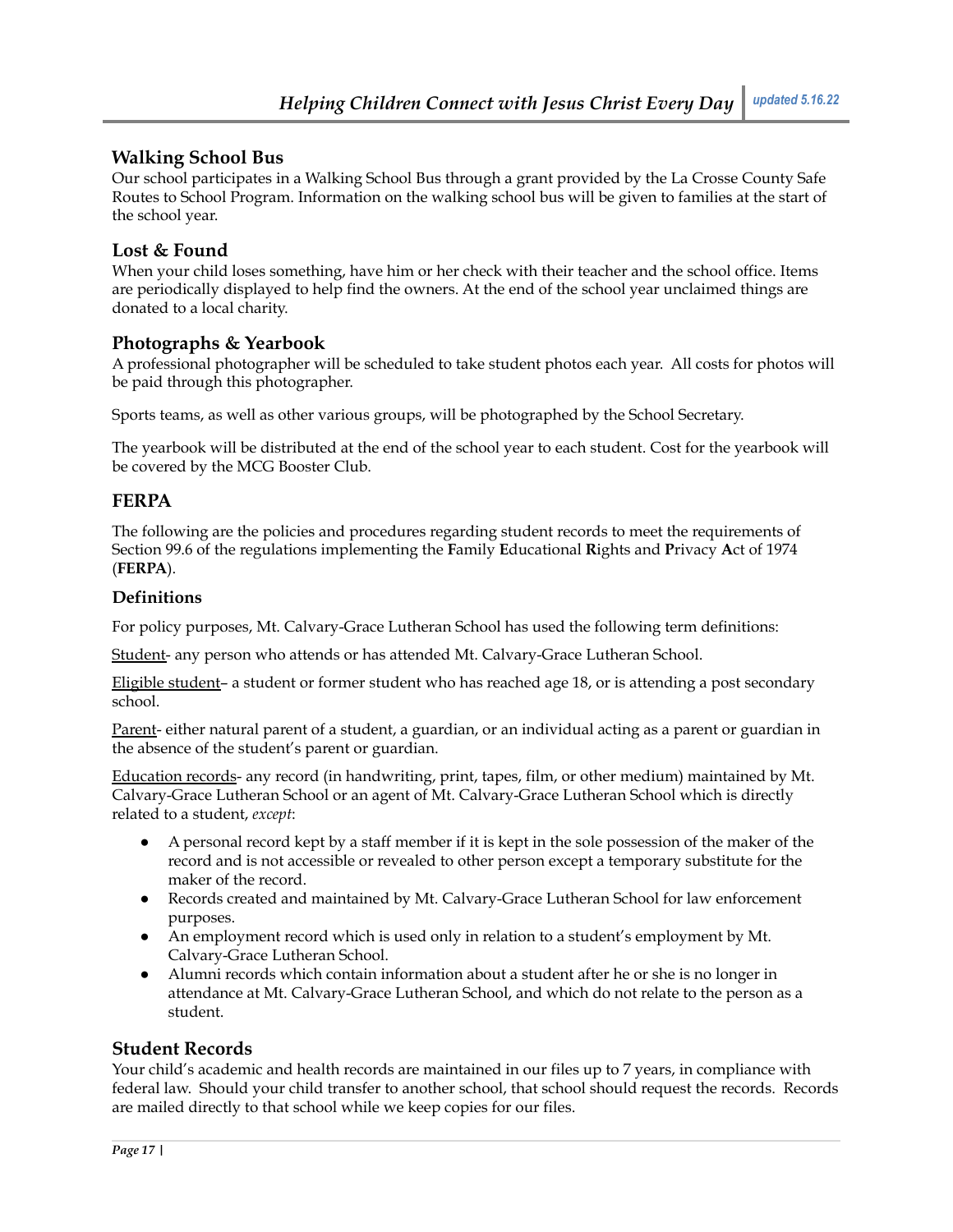## Walking School Bus

Our school participates in a Walking School Bus through a grant provided by the La Crosse County Safe Routes to School Program. Information on the walking school bus will be given to families at the start of the school year.

## Lost & Found

When your child loses something, have him or her check with their teacher and the school office. Items are periodically displayed to help find the owners. At the end of the school year unclaimed things are donated to a local charity.

## Photographs & Yearbook

A professional photographer will be scheduled to take student photos each year. All costs for photos will be paid through this photographer.

Sports teams, as well as other various groups, will be photographed by the School Secretary.

The yearbook will be distributed at the end of the school year to each student. Cost for the yearbook will be covered by the MCG Booster Club.

## FERPA

The following are the policies and procedures regarding student records to meet the requirements of Section 99.6 of the regulations implementing the **F**amily **E**ducational **R**ights and **P**rivacy **A**ct of 1974 (**FERPA**).

### Definitions

For policy purposes, Mt. Calvary-Grace Lutheran School has used the following term definitions:

<u>Student</u>- any person who attends or has attended Mt. Calvary-Grace Lutheran School.

<u>Eligible student</u>– a student or former student who has reached age 18, or is attending a post secondary school.

<u>Parent</u>- either natural parent of a student, a guardian, or an individual acting as a parent or guardian in the absence of the student's parent or guardian.

<u>Education records</u>- any record (in handwriting, print, tapes, film, or other medium) maintained by Mt. Calvary-Grace Lutheran School or an agent of Mt. Calvary-Grace Lutheran School which is directly related to a student, *except*:

- A personal record kept by a staff member if it is kept in the sole possession of the maker of the record and is not accessible or revealed to other person except a temporary substitute for the maker of the record.
- Records created and maintained by Mt. Calvary-Grace Lutheran School for law enforcement purposes.
- An employment record which is used only in relation to a student's employment by Mt. Calvary-Grace Lutheran School.
- Alumni records which contain information about a student after he or she is no longer in attendance at Mt. Calvary-Grace Lutheran School, and which do not relate to the person as a student.

## Student Records

Your child's academic and health records are maintained in our files up to 7 years, in compliance with federal law. Should your child transfer to another school, that school should request the records. Records are mailed directly to that school while we keep copies for our files.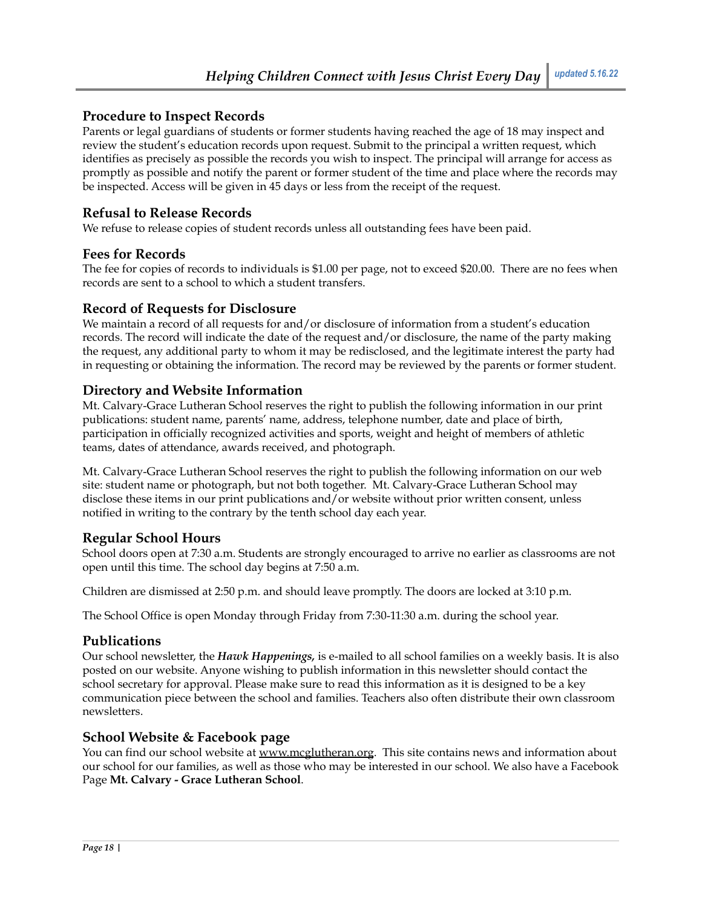## Procedure to Inspect Records

Parents or legal guardians of students or former students having reached the age of 18 may inspect and review the student's education records upon request. Submit to the principal a written request, which identifies as precisely as possible the records you wish to inspect. The principal will arrange for access as promptly as possible and notify the parent or former student of the time and place where the records may be inspected. Access will be given in 45 days or less from the receipt of the request.

## Refusal to Release Records

We refuse to release copies of student records unless all outstanding fees have been paid.

## Fees for Records

The fee for copies of records to individuals is $1.00 per page, not to exceed $20.00. There are no fees when records are sent to a school to which a student transfers.

## Record of Requests for Disclosure

We maintain a record of all requests for and/or disclosure of information from a student's education records. The record will indicate the date of the request and/or disclosure, the name of the party making the request, any additional party to whom it may be redisclosed, and the legitimate interest the party had in requesting or obtaining the information. The record may be reviewed by the parents or former student.

## Directory and Website Information

Mt. Calvary-Grace Lutheran School reserves the right to publish the following information in our print publications: student name, parents' name, address, telephone number, date and place of birth, participation in officially recognized activities and sports, weight and height of members of athletic teams, dates of attendance, awards received, and photograph.

Mt. Calvary-Grace Lutheran School reserves the right to publish the following information on our web site: student name or photograph, but not both together. Mt. Calvary-Grace Lutheran School may disclose these items in our print publications and/or website without prior written consent, unless notified in writing to the contrary by the tenth school day each year.

## Regular School Hours

School doors open at 7:30 a.m. Students are strongly encouraged to arrive no earlier as classrooms are not open until this time. The school day begins at 7:50 a.m.

Children are dismissed at 2:50 p.m. and should leave promptly. The doors are locked at 3:10 p.m.

The School Office is open Monday through Friday from 7:30-11:30 a.m. during the school year.

## Publications

Our school newsletter, the ***Hawk Happenings***, is e-mailed to all school families on a weekly basis. It is also posted on our website. Anyone wishing to publish information in this newsletter should contact the school secretary for approval. Please make sure to read this information as it is designed to be a key communication piece between the school and families. Teachers also often distribute their own classroom newsletters.

## School Website & Facebook page

You can find our school website at www.mcglutheran.org. This site contains news and information about our school for our families, as well as those who may be interested in our school. We also have a Facebook Page **Mt. Calvary - Grace Lutheran School**.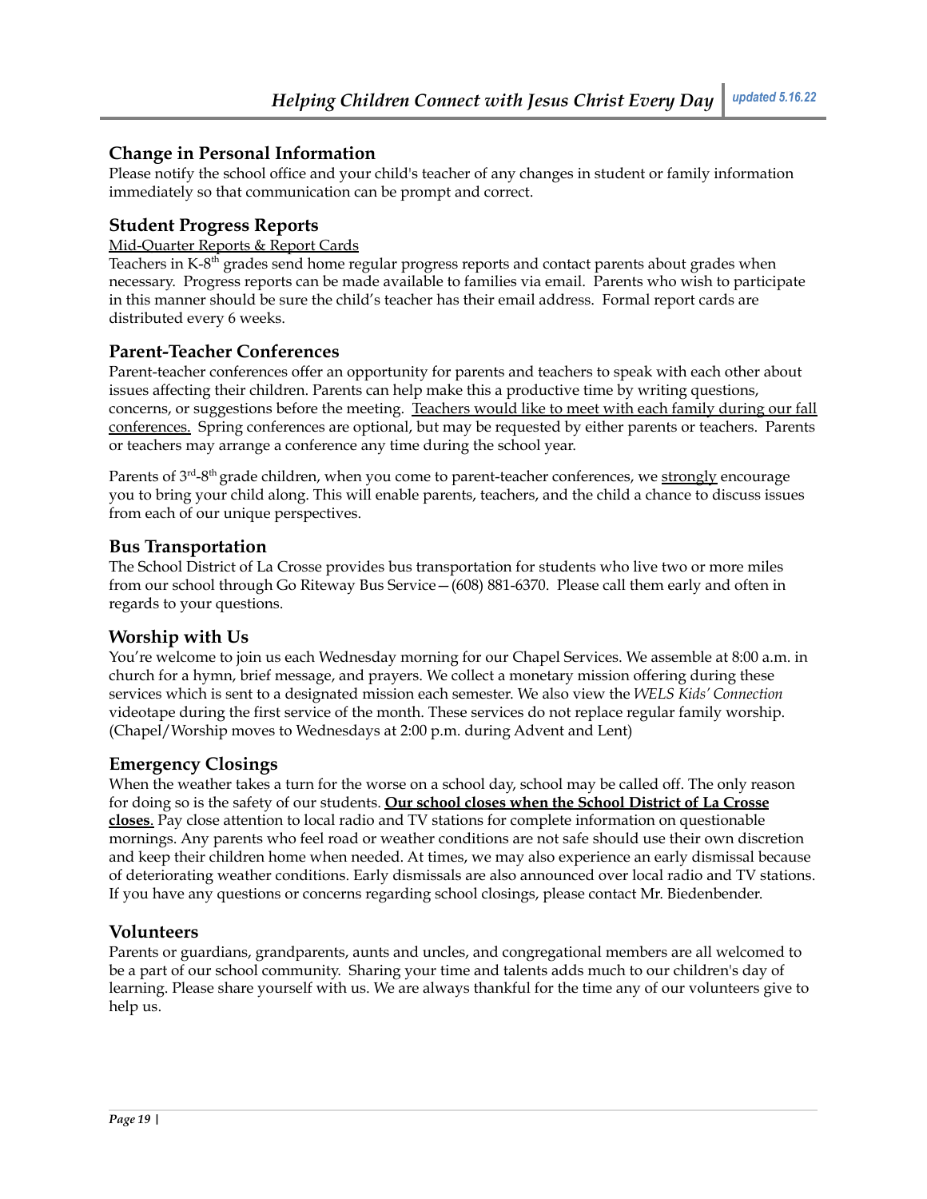## Change in Personal Information

Please notify the school office and your child's teacher of any changes in student or family information immediately so that communication can be prompt and correct.

## Student Progress Reports

Mid-Quarter Reports & Report Cards

Teachers in K-8th grades send home regular progress reports and contact parents about grades when necessary. Progress reports can be made available to families via email. Parents who wish to participate in this manner should be sure the child's teacher has their email address. Formal report cards are distributed every 6 weeks.

## Parent-Teacher Conferences

Parent-teacher conferences offer an opportunity for parents and teachers to speak with each other about issues affecting their children. Parents can help make this a productive time by writing questions, concerns, or suggestions before the meeting. Teachers would like to meet with each family during our fall conferences. Spring conferences are optional, but may be requested by either parents or teachers. Parents or teachers may arrange a conference any time during the school year.

Parents of 3rd-8th grade children, when you come to parent-teacher conferences, we strongly encourage you to bring your child along. This will enable parents, teachers, and the child a chance to discuss issues from each of our unique perspectives.

## Bus Transportation

The School District of La Crosse provides bus transportation for students who live two or more miles from our school through Go Riteway Bus Service—(608) 881-6370. Please call them early and often in regards to your questions.

## Worship with Us

You're welcome to join us each Wednesday morning for our Chapel Services. We assemble at 8:00 a.m. in church for a hymn, brief message, and prayers. We collect a monetary mission offering during these services which is sent to a designated mission each semester. We also view the *WELS Kids' Connection* videotape during the first service of the month. These services do not replace regular family worship. (Chapel/Worship moves to Wednesdays at 2:00 p.m. during Advent and Lent)

## Emergency Closings

When the weather takes a turn for the worse on a school day, school may be called off. The only reason for doing so is the safety of our students. **Our school closes when the School District of La Crosse closes.** Pay close attention to local radio and TV stations for complete information on questionable mornings. Any parents who feel road or weather conditions are not safe should use their own discretion and keep their children home when needed. At times, we may also experience an early dismissal because of deteriorating weather conditions. Early dismissals are also announced over local radio and TV stations. If you have any questions or concerns regarding school closings, please contact Mr. Biedenbender.

## Volunteers

Parents or guardians, grandparents, aunts and uncles, and congregational members are all welcomed to be a part of our school community. Sharing your time and talents adds much to our children's day of learning. Please share yourself with us. We are always thankful for the time any of our volunteers give to help us.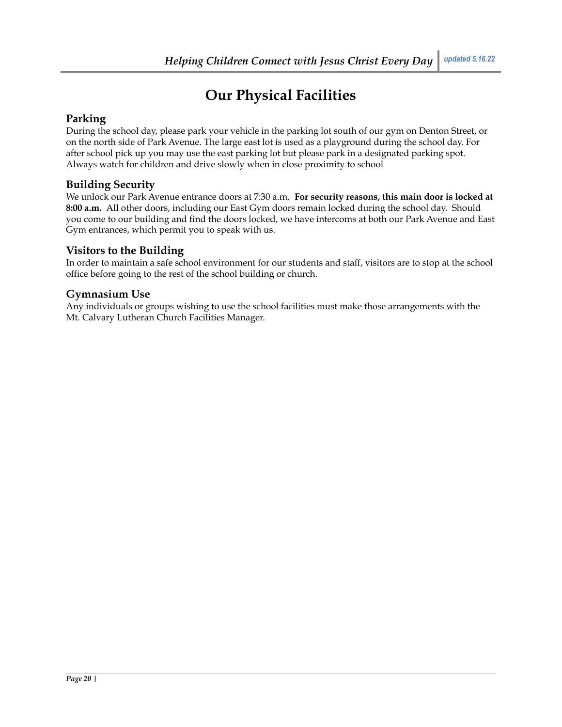# Our Physical Facilities

## Parking

During the school day, please park your vehicle in the parking lot south of our gym on Denton Street, or on the north side of Park Avenue. The large east lot is used as a playground during the school day. For after school pick up you may use the east parking lot but please park in a designated parking spot. Always watch for children and drive slowly when in close proximity to school

## Building Security

We unlock our Park Avenue entrance doors at 7:30 a.m. **For security reasons, this main door is locked at 8:00 a.m.** All other doors, including our East Gym doors remain locked during the school day. Should you come to our building and find the doors locked, we have intercoms at both our Park Avenue and East Gym entrances, which permit you to speak with us.

## Visitors to the Building

In order to maintain a safe school environment for our students and staff, visitors are to stop at the school office before going to the rest of the school building or church.

## Gymnasium Use

Any individuals or groups wishing to use the school facilities must make those arrangements with the Mt. Calvary Lutheran Church Facilities Manager.